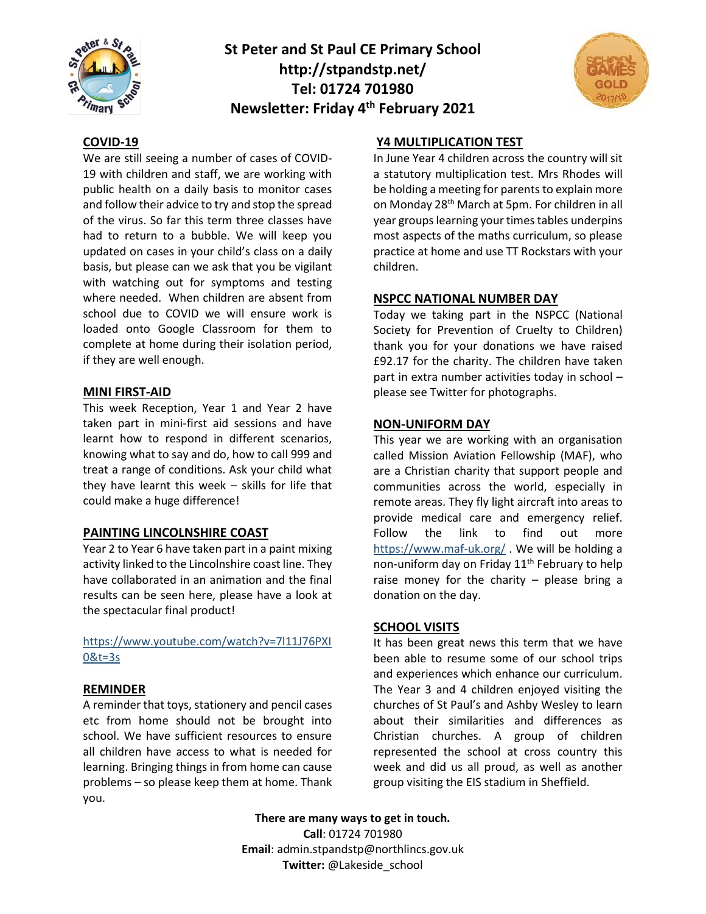# St Peter and St Paul CE Primary School

**http://stpandstp.net/**

**Tel: 01724 701980**

**Newsletter: Friday 4th February 2021**

## COVID-19

We are still seeing a number of cases of COVID-19 with children and staff, we are working with public health on a daily basis to monitor cases and follow their advice to try and stop the spread of the virus. So far this term three classes have had to return to a bubble. We will keep you updated on cases in your child's class on a daily basis, but please can we ask that you be vigilant with watching out for symptoms and testing where needed. When children are absent from school due to COVID we will ensure work is loaded onto Google Classroom for them to complete at home during their isolation period, if they are well enough.

## MINI FIRST-AID

This week Reception, Year 1 and Year 2 have taken part in mini-first aid sessions and have learnt how to respond in different scenarios, knowing what to say and do, how to call 999 and treat a range of conditions. Ask your child what they have learnt this week – skills for life that could make a huge difference!

## PAINTING LINCOLNSHIRE COAST

Year 2 to Year 6 have taken part in a paint mixing activity linked to the Lincolnshire coast line. They have collaborated in an animation and the final results can be seen here, please have a look at the spectacular final product!

https://www.youtube.com/watch?v=7l11J76PXI0&t=3s

## REMINDER

A reminder that toys, stationery and pencil cases etc from home should not be brought into school. We have sufficient resources to ensure all children have access to what is needed for learning. Bringing things in from home can cause problems – so please keep them at home. Thank you.

## Y4 MULTIPLICATION TEST

In June Year 4 children across the country will sit a statutory multiplication test. Mrs Rhodes will be holding a meeting for parents to explain more on Monday 28th March at 5pm. For children in all year groups learning your times tables underpins most aspects of the maths curriculum, so please practice at home and use TT Rockstars with your children.

## NSPCC NATIONAL NUMBER DAY

Today we taking part in the NSPCC (National Society for Prevention of Cruelty to Children) thank you for your donations we have raised £92.17 for the charity. The children have taken part in extra number activities today in school – please see Twitter for photographs.

## NON-UNIFORM DAY

This year we are working with an organisation called Mission Aviation Fellowship (MAF), who are a Christian charity that support people and communities across the world, especially in remote areas. They fly light aircraft into areas to provide medical care and emergency relief. Follow the link to find out more https://www.maf-uk.org/ . We will be holding a non-uniform day on Friday 11th February to help raise money for the charity – please bring a donation on the day.

## SCHOOL VISITS

It has been great news this term that we have been able to resume some of our school trips and experiences which enhance our curriculum. The Year 3 and 4 children enjoyed visiting the churches of St Paul's and Ashby Wesley to learn about their similarities and differences as Christian churches. A group of children represented the school at cross country this week and did us all proud, as well as another group visiting the EIS stadium in Sheffield.

**There are many ways to get in touch.**

**Call**: 01724 701980

**Email**: admin.stpandstp@northlincs.gov.uk

**Twitter:** @Lakeside_school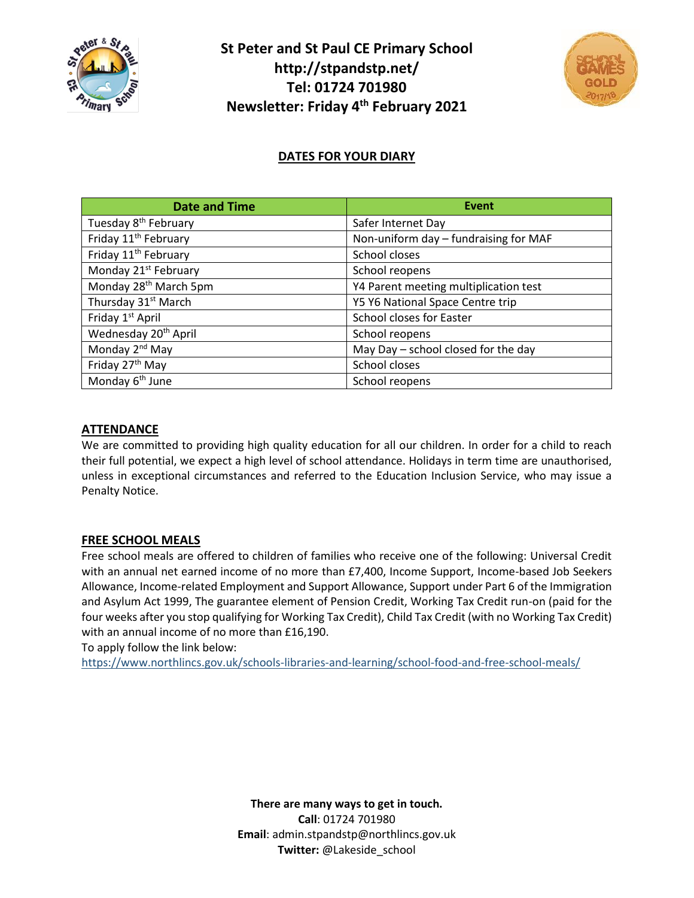# St Peter and St Paul CE Primary School
# http://stpandstp.net/
# Tel: 01724 701980
# Newsletter: Friday 4th February 2021

## DATES FOR YOUR DIARY

| Date and Time | Event |
|---|---|
| Tuesday 8th February | Safer Internet Day |
| Friday 11th February | Non-uniform day – fundraising for MAF |
| Friday 11th February | School closes |
| Monday 21st February | School reopens |
| Monday 28th March 5pm | Y4 Parent meeting multiplication test |
| Thursday 31st March | Y5 Y6 National Space Centre trip |
| Friday 1st April | School closes for Easter |
| Wednesday 20th April | School reopens |
| Monday 2nd May | May Day – school closed for the day |
| Friday 27th May | School closes |
| Monday 6th June | School reopens |

## ATTENDANCE

We are committed to providing high quality education for all our children. In order for a child to reach their full potential, we expect a high level of school attendance. Holidays in term time are unauthorised, unless in exceptional circumstances and referred to the Education Inclusion Service, who may issue a Penalty Notice.

## FREE SCHOOL MEALS

Free school meals are offered to children of families who receive one of the following: Universal Credit with an annual net earned income of no more than £7,400, Income Support, Income-based Job Seekers Allowance, Income-related Employment and Support Allowance, Support under Part 6 of the Immigration and Asylum Act 1999, The guarantee element of Pension Credit, Working Tax Credit run-on (paid for the four weeks after you stop qualifying for Working Tax Credit), Child Tax Credit (with no Working Tax Credit) with an annual income of no more than £16,190.

To apply follow the link below:

https://www.northlincs.gov.uk/schools-libraries-and-learning/school-food-and-free-school-meals/

**There are many ways to get in touch.**

**Call**: 01724 701980

**Email**: admin.stpandstp@northlincs.gov.uk

**Twitter:** @Lakeside_school